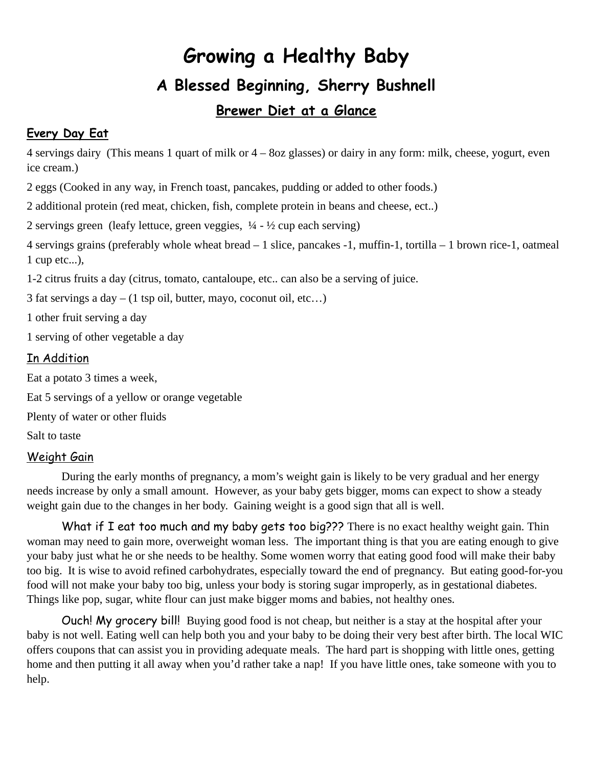# Growing a Healthy Baby

## A Blessed Beginning, Sherry Bushnell

### Brewer Diet at a Glance

#### Every Day Eat

4 servings dairy (This means 1 quart of milk or 4 – 8oz glasses) or dairy in any form: milk, cheese, yogurt, even ice cream.)

2 eggs (Cooked in any way, in French toast, pancakes, pudding or added to other foods.)

2 additional protein (red meat, chicken, fish, complete protein in beans and cheese, ect..)

2 servings green (leafy lettuce, green veggies, ¼ - ½ cup each serving)

4 servings grains (preferably whole wheat bread – 1 slice, pancakes -1, muffin-1, tortilla – 1 brown rice-1, oatmeal 1 cup etc...),

1-2 citrus fruits a day (citrus, tomato, cantaloupe, etc.. can also be a serving of juice.

3 fat servings a day – (1 tsp oil, butter, mayo, coconut oil, etc…)

1 other fruit serving a day

1 serving of other vegetable a day

#### In Addition

Eat a potato 3 times a week,

Eat 5 servings of a yellow or orange vegetable

Plenty of water or other fluids

Salt to taste

#### Weight Gain

During the early months of pregnancy, a mom's weight gain is likely to be very gradual and her energy needs increase by only a small amount. However, as your baby gets bigger, moms can expect to show a steady weight gain due to the changes in her body. Gaining weight is a good sign that all is well.

What if I eat too much and my baby gets too big??? There is no exact healthy weight gain. Thin woman may need to gain more, overweight woman less. The important thing is that you are eating enough to give your baby just what he or she needs to be healthy. Some women worry that eating good food will make their baby too big. It is wise to avoid refined carbohydrates, especially toward the end of pregnancy. But eating good-for-you food will not make your baby too big, unless your body is storing sugar improperly, as in gestational diabetes. Things like pop, sugar, white flour can just make bigger moms and babies, not healthy ones.

Ouch! My grocery bill! Buying good food is not cheap, but neither is a stay at the hospital after your baby is not well. Eating well can help both you and your baby to be doing their very best after birth. The local WIC offers coupons that can assist you in providing adequate meals. The hard part is shopping with little ones, getting home and then putting it all away when you'd rather take a nap! If you have little ones, take someone with you to help.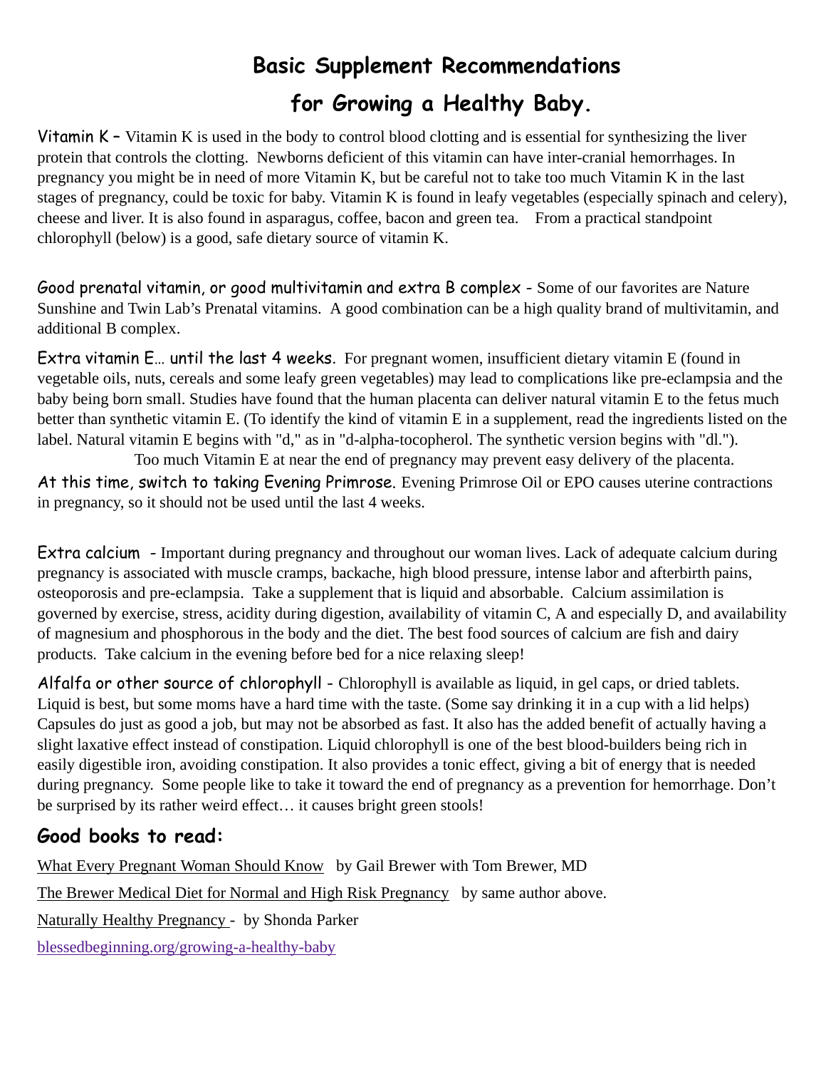# Basic Supplement Recommendations for Growing a Healthy Baby.

**Vitamin K –** Vitamin K is used in the body to control blood clotting and is essential for synthesizing the liver protein that controls the clotting. Newborns deficient of this vitamin can have inter-cranial hemorrhages. In pregnancy you might be in need of more Vitamin K, but be careful not to take too much Vitamin K in the last stages of pregnancy, could be toxic for baby. Vitamin K is found in leafy vegetables (especially spinach and celery), cheese and liver. It is also found in asparagus, coffee, bacon and green tea. From a practical standpoint chlorophyll (below) is a good, safe dietary source of vitamin K.

**Good prenatal vitamin, or good multivitamin and extra B complex -** Some of our favorites are Nature Sunshine and Twin Lab's Prenatal vitamins. A good combination can be a high quality brand of multivitamin, and additional B complex.

**Extra vitamin E… until the last 4 weeks.** For pregnant women, insufficient dietary vitamin E (found in vegetable oils, nuts, cereals and some leafy green vegetables) may lead to complications like pre-eclampsia and the baby being born small. Studies have found that the human placenta can deliver natural vitamin E to the fetus much better than synthetic vitamin E. (To identify the kind of vitamin E in a supplement, read the ingredients listed on the label. Natural vitamin E begins with "d," as in "d-alpha-tocopherol. The synthetic version begins with "dl.").

Too much Vitamin E at near the end of pregnancy may prevent easy delivery of the placenta.

**At this time, switch to taking Evening Primrose.** Evening Primrose Oil or EPO causes uterine contractions in pregnancy, so it should not be used until the last 4 weeks.

**Extra calcium -** Important during pregnancy and throughout our woman lives. Lack of adequate calcium during pregnancy is associated with muscle cramps, backache, high blood pressure, intense labor and afterbirth pains, osteoporosis and pre-eclampsia. Take a supplement that is liquid and absorbable. Calcium assimilation is governed by exercise, stress, acidity during digestion, availability of vitamin C, A and especially D, and availability of magnesium and phosphorous in the body and the diet. The best food sources of calcium are fish and dairy products. Take calcium in the evening before bed for a nice relaxing sleep!

**Alfalfa or other source of chlorophyll -** Chlorophyll is available as liquid, in gel caps, or dried tablets. Liquid is best, but some moms have a hard time with the taste. (Some say drinking it in a cup with a lid helps) Capsules do just as good a job, but may not be absorbed as fast. It also has the added benefit of actually having a slight laxative effect instead of constipation. Liquid chlorophyll is one of the best blood-builders being rich in easily digestible iron, avoiding constipation. It also provides a tonic effect, giving a bit of energy that is needed during pregnancy. Some people like to take it toward the end of pregnancy as a prevention for hemorrhage. Don't be surprised by its rather weird effect… it causes bright green stools!

## Good books to read:

What Every Pregnant Woman Should Know by Gail Brewer with Tom Brewer, MD

The Brewer Medical Diet for Normal and High Risk Pregnancy by same author above.

Naturally Healthy Pregnancy - by Shonda Parker

blessedbeginning.org/growing-a-healthy-baby